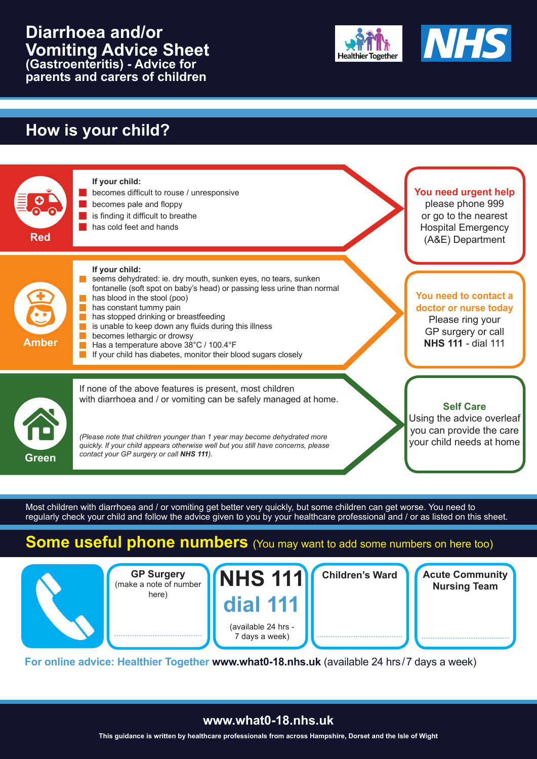# Diarrhoea and/or Vomiting Advice Sheet
## (Gastroenteritis) - Advice for parents and carers of children

Healthier Together

NHS

## How is your child?

### Red

**If your child:**

- becomes difficult to rouse / unresponsive
- becomes pale and floppy
- is finding it difficult to breathe
- has cold feet and hands

**You need urgent help** please phone 999 or go to the nearest Hospital Emergency (A&E) Department

### Amber

**If your child:**

- seems dehydrated: ie. dry mouth, sunken eyes, no tears, sunken fontanelle (soft spot on baby's head) or passing less urine than normal
- has blood in the stool (poo)
- has constant tummy pain
- has stopped drinking or breastfeeding
- is unable to keep down any fluids during this illness
- becomes lethargic or drowsy
- Has a temperature above 38°C / 100.4°F
- If your child has diabetes, monitor their blood sugars closely

**You need to contact a doctor or nurse today** Please ring your GP surgery or call **NHS 111** - dial 111

### Green

If none of the above features is present, most children with diarrhoea and / or vomiting can be safely managed at home.

*(Please note that children younger than 1 year may become dehydrated more quickly. If your child appears otherwise well but you still have concerns, please contact your GP surgery or call* ***NHS 111****).*

**Self Care** Using the advice overleaf you can provide the care your child needs at home

Most children with diarrhoea and / or vomiting get better very quickly, but some children can get worse. You need to regularly check your child and follow the advice given to you by your healthcare professional and / or as listed on this sheet.

## Some useful phone numbers (You may want to add some numbers on here too)

- **GP Surgery** (make a note of number here) ......................................
- **NHS 111** dial 111 (available 24 hrs - 7 days a week)
- **Children's Ward** ......................................
- **Acute Community Nursing Team** ......................................

**For online advice: Healthier Together www.what0-18.nhs.uk** (available 24 hrs / 7 days a week)

**www.what0-18.nhs.uk**

**This guidance is written by healthcare professionals from across Hampshire, Dorset and the Isle of Wight**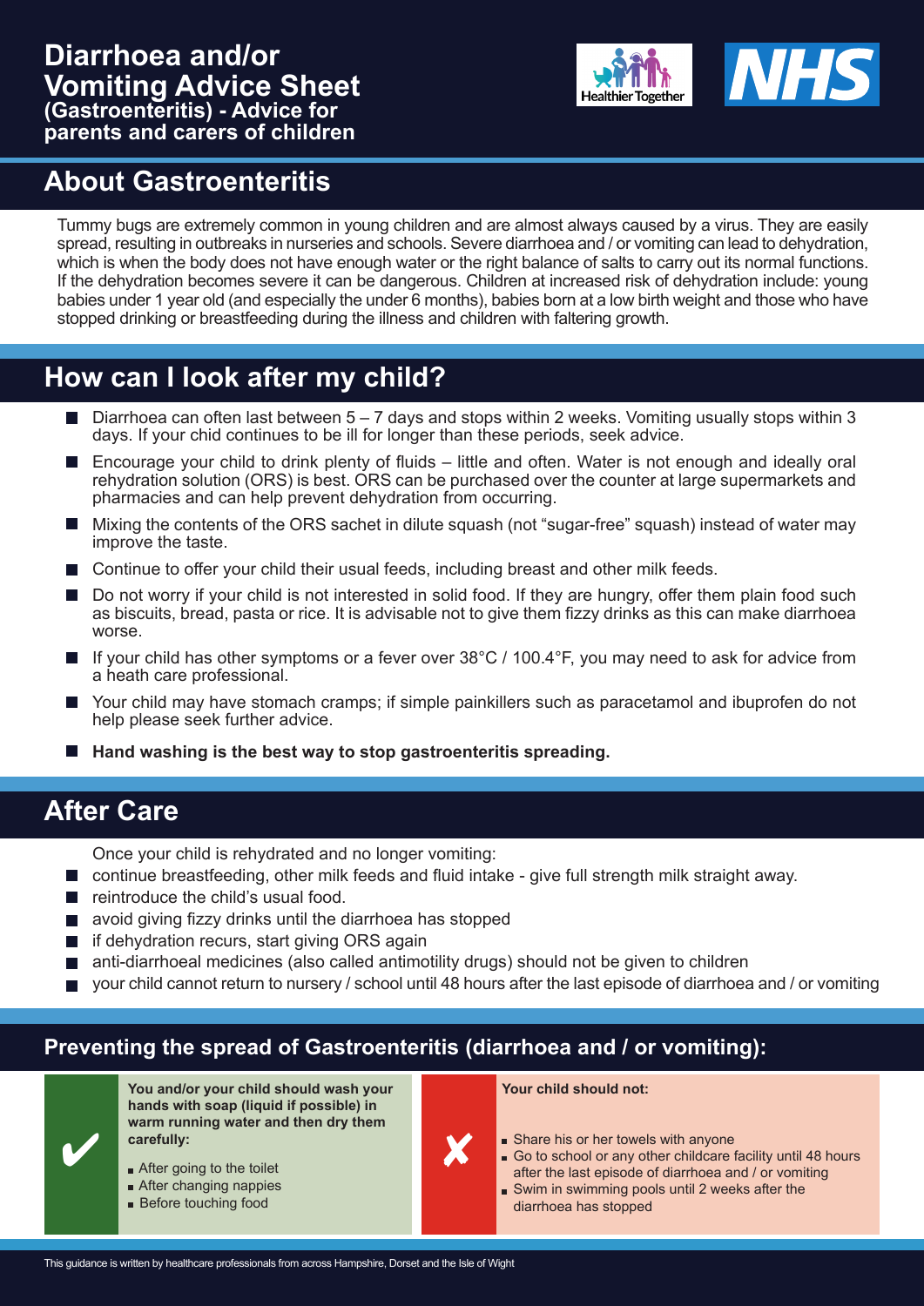# Diarrhoea and/or Vomiting Advice Sheet
**(Gastroenteritis) - Advice for parents and carers of children**

Healthier Together

NHS

## About Gastroenteritis

Tummy bugs are extremely common in young children and are almost always caused by a virus. They are easily spread, resulting in outbreaks in nurseries and schools. Severe diarrhoea and / or vomiting can lead to dehydration, which is when the body does not have enough water or the right balance of salts to carry out its normal functions. If the dehydration becomes severe it can be dangerous. Children at increased risk of dehydration include: young babies under 1 year old (and especially the under 6 months), babies born at a low birth weight and those who have stopped drinking or breastfeeding during the illness and children with faltering growth.

## How can I look after my child?

- Diarrhoea can often last between 5 – 7 days and stops within 2 weeks. Vomiting usually stops within 3 days. If your chid continues to be ill for longer than these periods, seek advice.
- Encourage your child to drink plenty of fluids – little and often. Water is not enough and ideally oral rehydration solution (ORS) is best. ORS can be purchased over the counter at large supermarkets and pharmacies and can help prevent dehydration from occurring.
- Mixing the contents of the ORS sachet in dilute squash (not "sugar-free" squash) instead of water may improve the taste.
- Continue to offer your child their usual feeds, including breast and other milk feeds.
- Do not worry if your child is not interested in solid food. If they are hungry, offer them plain food such as biscuits, bread, pasta or rice. It is advisable not to give them fizzy drinks as this can make diarrhoea worse.
- If your child has other symptoms or a fever over 38°C / 100.4°F, you may need to ask for advice from a heath care professional.
- Your child may have stomach cramps; if simple painkillers such as paracetamol and ibuprofen do not help please seek further advice.
- **Hand washing is the best way to stop gastroenteritis spreading.**

## After Care

Once your child is rehydrated and no longer vomiting:

- continue breastfeeding, other milk feeds and fluid intake - give full strength milk straight away.
- reintroduce the child's usual food.
- avoid giving fizzy drinks until the diarrhoea has stopped
- if dehydration recurs, start giving ORS again
- anti-diarrhoeal medicines (also called antimotility drugs) should not be given to children
- your child cannot return to nursery / school until 48 hours after the last episode of diarrhoea and / or vomiting

## Preventing the spread of Gastroenteritis (diarrhoea and / or vomiting):

✔ **You and/or your child should wash your hands with soap (liquid if possible) in warm running water and then dry them carefully:**

- After going to the toilet
- After changing nappies
- Before touching food

✘ **Your child should not:**

- Share his or her towels with anyone
- Go to school or any other childcare facility until 48 hours after the last episode of diarrhoea and / or vomiting
- Swim in swimming pools until 2 weeks after the diarrhoea has stopped

This guidance is written by healthcare professionals from across Hampshire, Dorset and the Isle of Wight